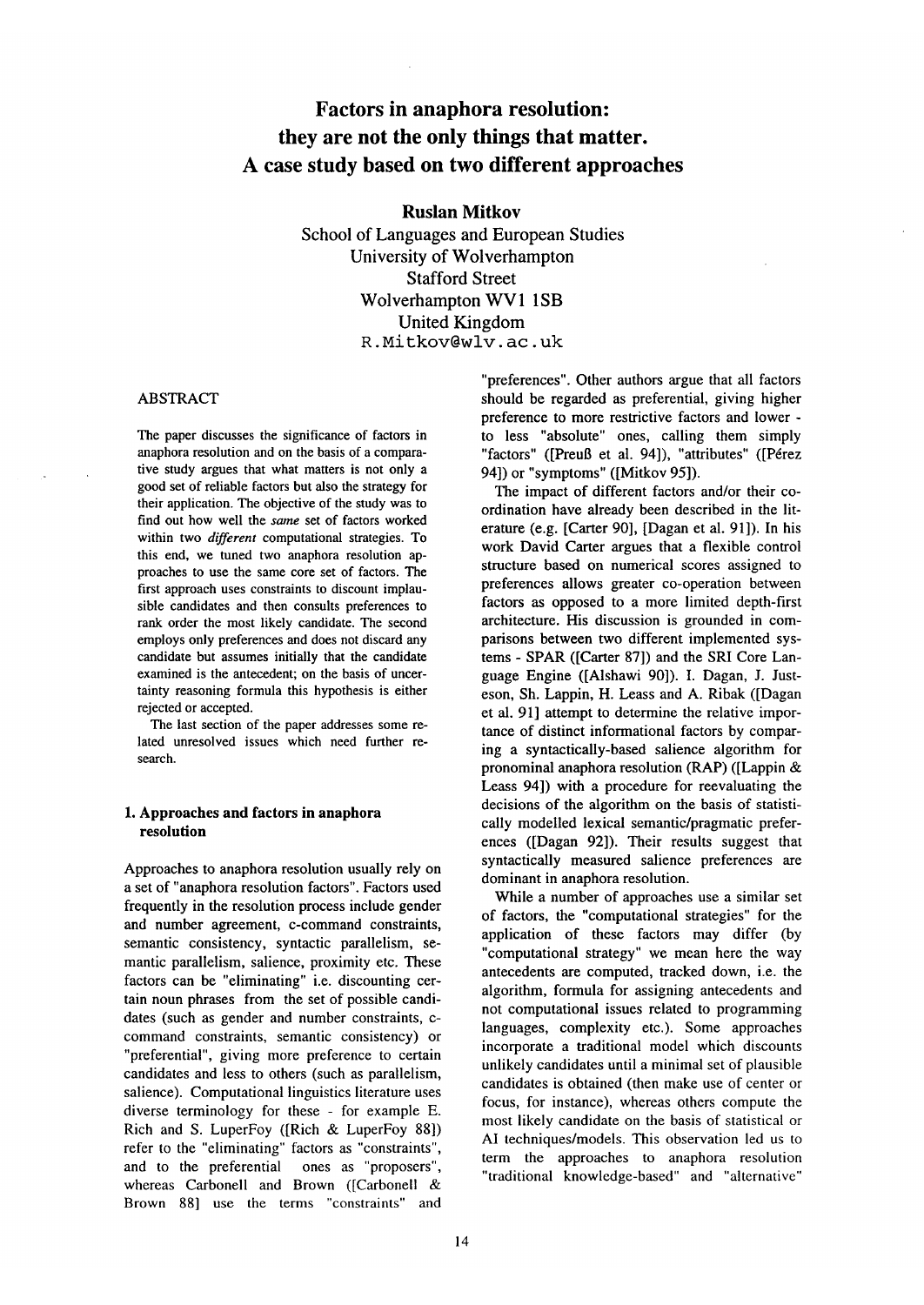# Factors in anaphora resolution: they are not the only things that matter. A case study based on two different approaches

**Ruslan Mitkov**

School of Languages and European Studies
University of Wolverhampton
Stafford Street
Wolverhampton WV1 1SB
United Kingdom
R.Mitkov@wlv.ac.uk

## ABSTRACT

The paper discusses the significance of factors in anaphora resolution and on the basis of a comparative study argues that what matters is not only a good set of reliable factors but also the strategy for their application. The objective of the study was to find out how well the *same* set of factors worked within two *different* computational strategies. To this end, we tuned two anaphora resolution approaches to use the same core set of factors. The first approach uses constraints to discount implausible candidates and then consults preferences to rank order the most likely candidate. The second employs only preferences and does not discard any candidate but assumes initially that the candidate examined is the antecedent; on the basis of uncertainty reasoning formula this hypothesis is either rejected or accepted.

The last section of the paper addresses some related unresolved issues which need further research.

## 1. Approaches and factors in anaphora resolution

Approaches to anaphora resolution usually rely on a set of "anaphora resolution factors". Factors used frequently in the resolution process include gender and number agreement, c-command constraints, semantic consistency, syntactic parallelism, semantic parallelism, salience, proximity etc. These factors can be "eliminating" i.e. discounting certain noun phrases from the set of possible candidates (such as gender and number constraints, c-command constraints, semantic consistency) or "preferential", giving more preference to certain candidates and less to others (such as parallelism, salience). Computational linguistics literature uses diverse terminology for these - for example E. Rich and S. LuperFoy ([Rich & LuperFoy 88]) refer to the "eliminating" factors as "constraints", and to the preferential ones as "proposers", whereas Carbonell and Brown ([Carbonell & Brown 88] use the terms "constraints" and "preferences". Other authors argue that all factors should be regarded as preferential, giving higher preference to more restrictive factors and lower - to less "absolute" ones, calling them simply "factors" ([Preuß et al. 94]), "attributes" ([Pérez 94]) or "symptoms" ([Mitkov 95]).

The impact of different factors and/or their coordination have already been described in the literature (e.g. [Carter 90], [Dagan et al. 91]). In his work David Carter argues that a flexible control structure based on numerical scores assigned to preferences allows greater co-operation between factors as opposed to a more limited depth-first architecture. His discussion is grounded in comparisons between two different implemented systems - SPAR ([Carter 87]) and the SRI Core Language Engine ([Alshawi 90]). I. Dagan, J. Justeson, Sh. Lappin, H. Leass and A. Ribak ([Dagan et al. 91] attempt to determine the relative importance of distinct informational factors by comparing a syntactically-based salience algorithm for pronominal anaphora resolution (RAP) ([Lappin & Leass 94]) with a procedure for reevaluating the decisions of the algorithm on the basis of statistically modelled lexical semantic/pragmatic preferences ([Dagan 92]). Their results suggest that syntactically measured salience preferences are dominant in anaphora resolution.

While a number of approaches use a similar set of factors, the "computational strategies" for the application of these factors may differ (by "computational strategy" we mean here the way antecedents are computed, tracked down, i.e. the algorithm, formula for assigning antecedents and not computational issues related to programming languages, complexity etc.). Some approaches incorporate a traditional model which discounts unlikely candidates until a minimal set of plausible candidates is obtained (then make use of center or focus, for instance), whereas others compute the most likely candidate on the basis of statistical or AI techniques/models. This observation led us to term the approaches to anaphora resolution "traditional knowledge-based" and "alternative"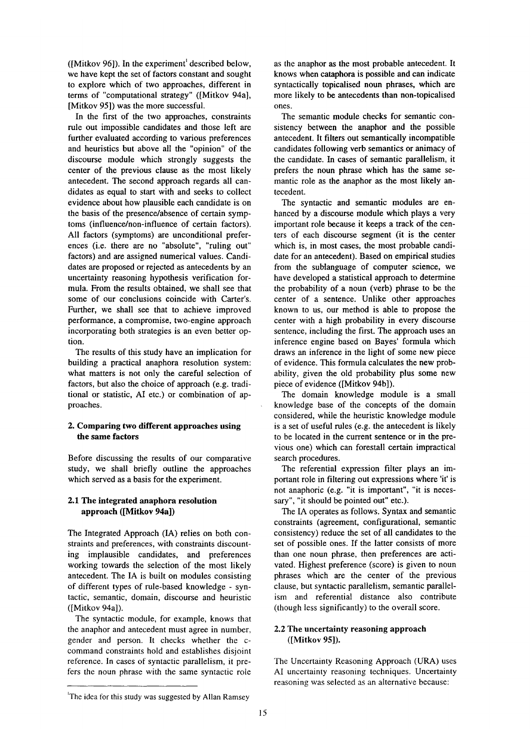([Mitkov 96]). In the experiment[1] described below, we have kept the set of factors constant and sought to explore which of two approaches, different in terms of "computational strategy" ([Mitkov 94a], [Mitkov 95]) was the more successful.

In the first of the two approaches, constraints rule out impossible candidates and those left are further evaluated according to various preferences and heuristics but above all the "opinion" of the discourse module which strongly suggests the center of the previous clause as the most likely antecedent. The second approach regards all candidates as equal to start with and seeks to collect evidence about how plausible each candidate is on the basis of the presence/absence of certain symptoms (influence/non-influence of certain factors). All factors (symptoms) are unconditional preferences (i.e. there are no "absolute", "ruling out" factors) and are assigned numerical values. Candidates are proposed or rejected as antecedents by an uncertainty reasoning hypothesis verification formula. From the results obtained, we shall see that some of our conclusions coincide with Carter's. Further, we shall see that to achieve improved performance, a compromise, two-engine approach incorporating both strategies is an even better option.

The results of this study have an implication for building a practical anaphora resolution system: what matters is not only the careful selection of factors, but also the choice of approach (e.g. traditional or statistic, AI etc.) or combination of approaches.

## 2. Comparing two different approaches using the same factors

Before discussing the results of our comparative study, we shall briefly outline the approaches which served as a basis for the experiment.

### 2.1 The integrated anaphora resolution approach ([Mitkov 94a])

The Integrated Approach (IA) relies on both constraints and preferences, with constraints discounting implausible candidates, and preferences working towards the selection of the most likely antecedent. The IA is built on modules consisting of different types of rule-based knowledge - syntactic, semantic, domain, discourse and heuristic ([Mitkov 94a]).

The syntactic module, for example, knows that the anaphor and antecedent must agree in number, gender and person. It checks whether the c-command constraints hold and establishes disjoint reference. In cases of syntactic parallelism, it prefers the noun phrase with the same syntactic role as the anaphor as the most probable antecedent. It knows when cataphora is possible and can indicate syntactically topicalised noun phrases, which are more likely to be antecedents than non-topicalised ones.

The semantic module checks for semantic consistency between the anaphor and the possible antecedent. It filters out semantically incompatible candidates following verb semantics or animacy of the candidate. In cases of semantic parallelism, it prefers the noun phrase which has the same semantic role as the anaphor as the most likely antecedent.

The syntactic and semantic modules are enhanced by a discourse module which plays a very important role because it keeps a track of the centers of each discourse segment (it is the center which is, in most cases, the most probable candidate for an antecedent). Based on empirical studies from the sublanguage of computer science, we have developed a statistical approach to determine the probability of a noun (verb) phrase to be the center of a sentence. Unlike other approaches known to us, our method is able to propose the center with a high probability in every discourse sentence, including the first. The approach uses an inference engine based on Bayes' formula which draws an inference in the light of some new piece of evidence. This formula calculates the new probability, given the old probability plus some new piece of evidence ([Mitkov 94b]).

The domain knowledge module is a small knowledge base of the concepts of the domain considered, while the heuristic knowledge module is a set of useful rules (e.g. the antecedent is likely to be located in the current sentence or in the previous one) which can forestall certain impractical search procedures.

The referential expression filter plays an important role in filtering out expressions where 'it' is not anaphoric (e.g. "it is important", "it is necessary", "it should be pointed out" etc.).

The IA operates as follows. Syntax and semantic constraints (agreement, configurational, semantic consistency) reduce the set of all candidates to the set of possible ones. If the latter consists of more than one noun phrase, then preferences are activated. Highest preference (score) is given to noun phrases which are the center of the previous clause, but syntactic parallelism, semantic parallelism and referential distance also contribute (though less significantly) to the overall score.

### 2.2 The uncertainty reasoning approach ([Mitkov 95]).

The Uncertainty Reasoning Approach (URA) uses AI uncertainty reasoning techniques. Uncertainty reasoning was selected as an alternative because:

[1] The idea for this study was suggested by Allan Ramsey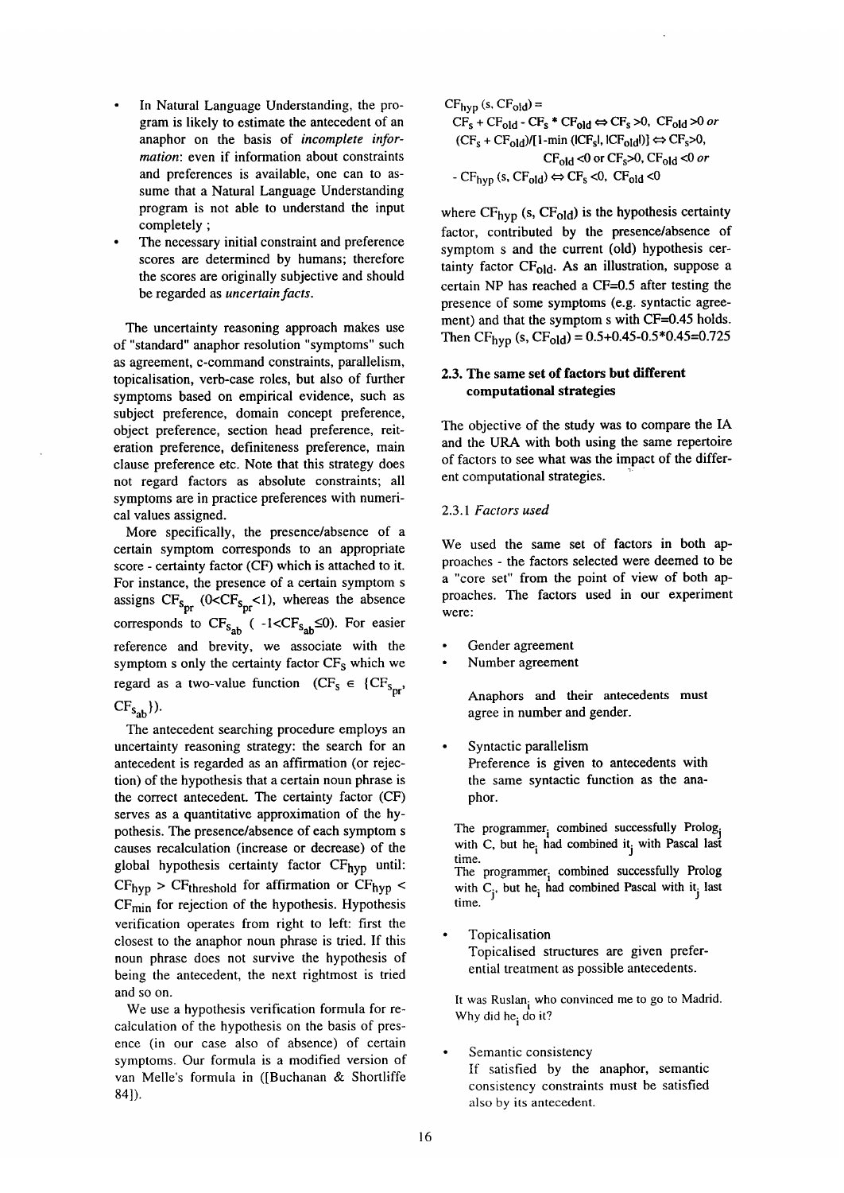- In Natural Language Understanding, the program is likely to estimate the antecedent of an anaphor on the basis of *incomplete information*: even if information about constraints and preferences is available, one can to assume that a Natural Language Understanding program is not able to understand the input completely ;
- The necessary initial constraint and preference scores are determined by humans; therefore the scores are originally subjective and should be regarded as *uncertain facts*.

The uncertainty reasoning approach makes use of "standard" anaphor resolution "symptoms" such as agreement, c-command constraints, parallelism, topicalisation, verb-case roles, but also of further symptoms based on empirical evidence, such as subject preference, domain concept preference, object preference, section head preference, reiteration preference, definiteness preference, main clause preference etc. Note that this strategy does not regard factors as absolute constraints; all symptoms are in practice preferences with numerical values assigned.

More specifically, the presence/absence of a certain symptom corresponds to an appropriate score - certainty factor (CF) which is attached to it. For instance, the presence of a certain symptom s assigns $CF_{s_{pr}}$ ($0<CF_{s_{pr}}<1$), whereas the absence corresponds to $CF_{s_{ab}}$ ( $-1<CF_{s_{ab}}\leq 0$). For easier reference and brevity, we associate with the symptom s only the certainty factor $CF_s$ which we regard as a two-value function ($CF_s \in \{CF_{s_{pr}}, CF_{s_{ab}}\}$).

The antecedent searching procedure employs an uncertainty reasoning strategy: the search for an antecedent is regarded as an affirmation (or rejection) of the hypothesis that a certain noun phrase is the correct antecedent. The certainty factor (CF) serves as a quantitative approximation of the hypothesis. The presence/absence of each symptom s causes recalculation (increase or decrease) of the global hypothesis certainty factor $CF_{hyp}$ until: $CF_{hyp} > CF_{threshold}$ for affirmation or $CF_{hyp} < CF_{min}$ for rejection of the hypothesis. Hypothesis verification operates from right to left: first the closest to the anaphor noun phrase is tried. If this noun phrase does not survive the hypothesis of being the antecedent, the next rightmost is tried and so on.

We use a hypothesis verification formula for recalculation of the hypothesis on the basis of presence (in our case also of absence) of certain symptoms. Our formula is a modified version of van Melle's formula in ([Buchanan & Shortliffe 84]).

$$
\begin{aligned}
CF_{hyp}(s, CF_{old}) = {} & CF_s + CF_{old} - CF_s * CF_{old} \Leftrightarrow CF_s > 0,\ CF_{old} > 0 \textit{ or} \\
& (CF_s + CF_{old})/[1 - \min(|CF_s|, |CF_{old}|)] \Leftrightarrow CF_s > 0,\ CF_{old} < 0 \text{ or } CF_s > 0,\ CF_{old} < 0 \textit{ or} \\
& - CF_{hyp}(s, CF_{old}) \Leftrightarrow CF_s < 0,\ CF_{old} < 0
\end{aligned}
$$

where $CF_{hyp}$ (s, $CF_{old}$) is the hypothesis certainty factor, contributed by the presence/absence of symptom s and the current (old) hypothesis certainty factor $CF_{old}$. As an illustration, suppose a certain NP has reached a CF=0.5 after testing the presence of some symptoms (e.g. syntactic agreement) and that the symptom s with CF=0.45 holds. Then $CF_{hyp}$ (s, $CF_{old}$) = 0.5+0.45-0.5*0.45=0.725

### 2.3. The same set of factors but different computational strategies

The objective of the study was to compare the IA and the URA with both using the same repertoire of factors to see what was the impact of the different computational strategies.

#### 2.3.1 *Factors used*

We used the same set of factors in both approaches - the factors selected were deemed to be a "core set" from the point of view of both approaches. The factors used in our experiment were:

- Gender agreement
- Number agreement

  Anaphors and their antecedents must agree in number and gender.

- Syntactic parallelism
  Preference is given to antecedents with the same syntactic function as the anaphor.

The $programmer_i$ combined successfully $Prolog_j$ with C, but $he_i$ had combined $it_j$ with Pascal last time.
The $programmer_i$ combined successfully Prolog with $C_j$, but $he_i$ had combined Pascal with $it_j$ last time.

- Topicalisation
  Topicalised structures are given preferential treatment as possible antecedents.

It was $Ruslan_i$ who convinced me to go to Madrid. Why did $he_i$ do it?

- Semantic consistency
  If satisfied by the anaphor, semantic consistency constraints must be satisfied also by its antecedent.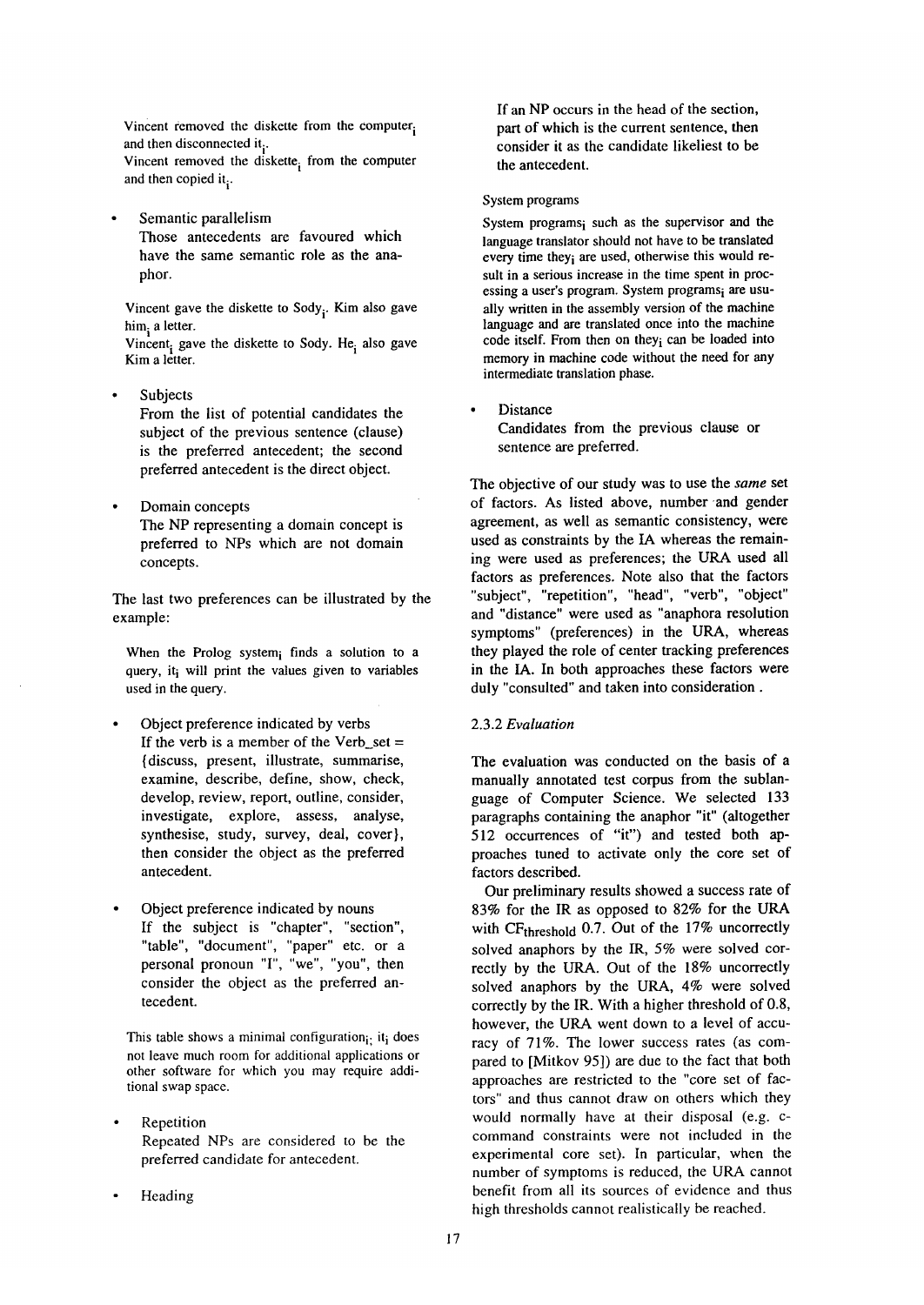Vincent removed the diskette from the computer$_i$ and then disconnected it$_i$.
Vincent removed the diskette$_i$ from the computer and then copied it$_i$.

- Semantic parallelism
  Those antecedents are favoured which have the same semantic role as the anaphor.

Vincent gave the diskette to Sody$_i$. Kim also gave him$_i$ a letter.
Vincent$_i$ gave the diskette to Sody. He$_i$ also gave Kim a letter.

- Subjects
  From the list of potential candidates the subject of the previous sentence (clause) is the preferred antecedent; the second preferred antecedent is the direct object.

- Domain concepts
  The NP representing a domain concept is preferred to NPs which are not domain concepts.

The last two preferences can be illustrated by the example:

When the Prolog system$_i$ finds a solution to a query, it$_i$ will print the values given to variables used in the query.

- Object preference indicated by verbs
  If the verb is a member of the Verb_set = {discuss, present, illustrate, summarise, examine, describe, define, show, check, develop, review, report, outline, consider, investigate, explore, assess, analyse, synthesise, study, survey, deal, cover}, then consider the object as the preferred antecedent.

- Object preference indicated by nouns
  If the subject is "chapter", "section", "table", "document", "paper" etc. or a personal pronoun "I", "we", "you", then consider the object as the preferred antecedent.

This table shows a minimal configuration$_i$; it$_i$ does not leave much room for additional applications or other software for which you may require additional swap space.

- Repetition
  Repeated NPs are considered to be the preferred candidate for antecedent.

- Heading
  If an NP occurs in the head of the section, part of which is the current sentence, then consider it as the candidate likeliest to be the antecedent.

System programs

System programs$_i$ such as the supervisor and the language translator should not have to be translated every time they$_i$ are used, otherwise this would result in a serious increase in the time spent in processing a user's program. System programs$_i$ are usually written in the assembly version of the machine language and are translated once into the machine code itself. From then on they$_i$ can be loaded into memory in machine code without the need for any intermediate translation phase.

- Distance
  Candidates from the previous clause or sentence are preferred.

The objective of our study was to use the *same* set of factors. As listed above, number and gender agreement, as well as semantic consistency, were used as constraints by the IA whereas the remaining were used as preferences; the URA used all factors as preferences. Note also that the factors "subject", "repetition", "head", "verb", "object" and "distance" were used as "anaphora resolution symptoms" (preferences) in the URA, whereas they played the role of center tracking preferences in the IA. In both approaches these factors were duly "consulted" and taken into consideration .

### 2.3.2 *Evaluation*

The evaluation was conducted on the basis of a manually annotated test corpus from the sublanguage of Computer Science. We selected 133 paragraphs containing the anaphor "it" (altogether 512 occurrences of "it") and tested both approaches tuned to activate only the core set of factors described.

Our preliminary results showed a success rate of 83% for the IR as opposed to 82% for the URA with $CF_{threshold}$ 0.7. Out of the 17% uncorrectly solved anaphors by the IR, 5% were solved correctly by the URA. Out of the 18% uncorrectly solved anaphors by the URA, 4% were solved correctly by the IR. With a higher threshold of 0.8, however, the URA went down to a level of accuracy of 71%. The lower success rates (as compared to [Mitkov 95]) are due to the fact that both approaches are restricted to the "core set of factors" and thus cannot draw on others which they would normally have at their disposal (e.g. c-command constraints were not included in the experimental core set). In particular, when the number of symptoms is reduced, the URA cannot benefit from all its sources of evidence and thus high thresholds cannot realistically be reached.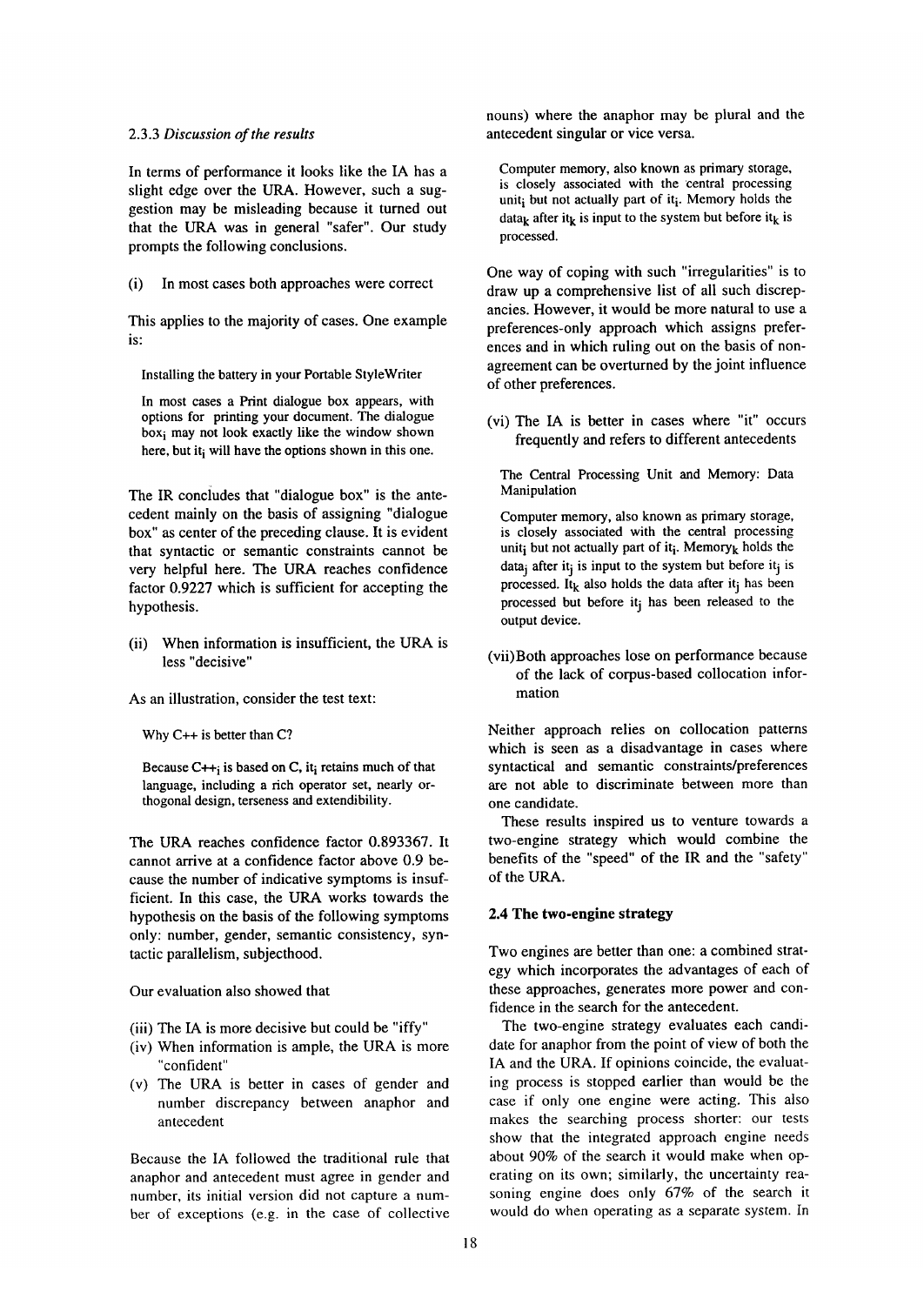### 2.3.3 *Discussion of the results*

In terms of performance it looks like the IA has a slight edge over the URA. However, such a suggestion may be misleading because it turned out that the URA was in general "safer". Our study prompts the following conclusions.

(i) In most cases both approaches were correct

This applies to the majority of cases. One example is:

> Installing the battery in your Portable StyleWriter
>
> In most cases a Print dialogue box appears, with options for printing your document. The dialogue $box_i$ may not look exactly like the window shown here, but $it_i$ will have the options shown in this one.

The IR concludes that "dialogue box" is the antecedent mainly on the basis of assigning "dialogue box" as center of the preceding clause. It is evident that syntactic or semantic constraints cannot be very helpful here. The URA reaches confidence factor 0.9227 which is sufficient for accepting the hypothesis.

(ii) When information is insufficient, the URA is less "decisive"

As an illustration, consider the test text:

> Why C++ is better than C?
>
> Because $C{+}{+}_i$ is based on C, $it_i$ retains much of that language, including a rich operator set, nearly orthogonal design, terseness and extendibility.

The URA reaches confidence factor 0.893367. It cannot arrive at a confidence factor above 0.9 because the number of indicative symptoms is insufficient. In this case, the URA works towards the hypothesis on the basis of the following symptoms only: number, gender, semantic consistency, syntactic parallelism, subjecthood.

Our evaluation also showed that

(iii) The IA is more decisive but could be "iffy"

(iv) When information is ample, the URA is more "confident"

(v) The URA is better in cases of gender and number discrepancy between anaphor and antecedent

Because the IA followed the traditional rule that anaphor and antecedent must agree in gender and number, its initial version did not capture a number of exceptions (e.g. in the case of collective nouns) where the anaphor may be plural and the antecedent singular or vice versa.

> Computer memory, also known as primary storage, is closely associated with the central processing $unit_i$ but not actually part of $it_i$. Memory holds the $data_k$ after $it_k$ is input to the system but before $it_k$ is processed.

One way of coping with such "irregularities" is to draw up a comprehensive list of all such discrepancies. However, it would be more natural to use a preferences-only approach which assigns preferences and in which ruling out on the basis of non-agreement can be overturned by the joint influence of other preferences.

(vi) The IA is better in cases where "it" occurs frequently and refers to different antecedents

> The Central Processing Unit and Memory: Data Manipulation
>
> Computer memory, also known as primary storage, is closely associated with the central processing $unit_i$ but not actually part of $it_i$. $Memory_k$ holds the $data_j$ after $it_j$ is input to the system but before $it_j$ is processed. $It_k$ also holds the data after $it_j$ has been processed but before $it_j$ has been released to the output device.

(vii) Both approaches lose on performance because of the lack of corpus-based collocation information

Neither approach relies on collocation patterns which is seen as a disadvantage in cases where syntactical and semantic constraints/preferences are not able to discriminate between more than one candidate.

These results inspired us to venture towards a two-engine strategy which would combine the benefits of the "speed" of the IR and the "safety" of the URA.

## 2.4 The two-engine strategy

Two engines are better than one: a combined strategy which incorporates the advantages of each of these approaches, generates more power and confidence in the search for the antecedent.

The two-engine strategy evaluates each candidate for anaphor from the point of view of both the IA and the URA. If opinions coincide, the evaluating process is stopped earlier than would be the case if only one engine were acting. This also makes the searching process shorter: our tests show that the integrated approach engine needs about 90% of the search it would make when operating on its own; similarly, the uncertainty reasoning engine does only 67% of the search it would do when operating as a separate system. In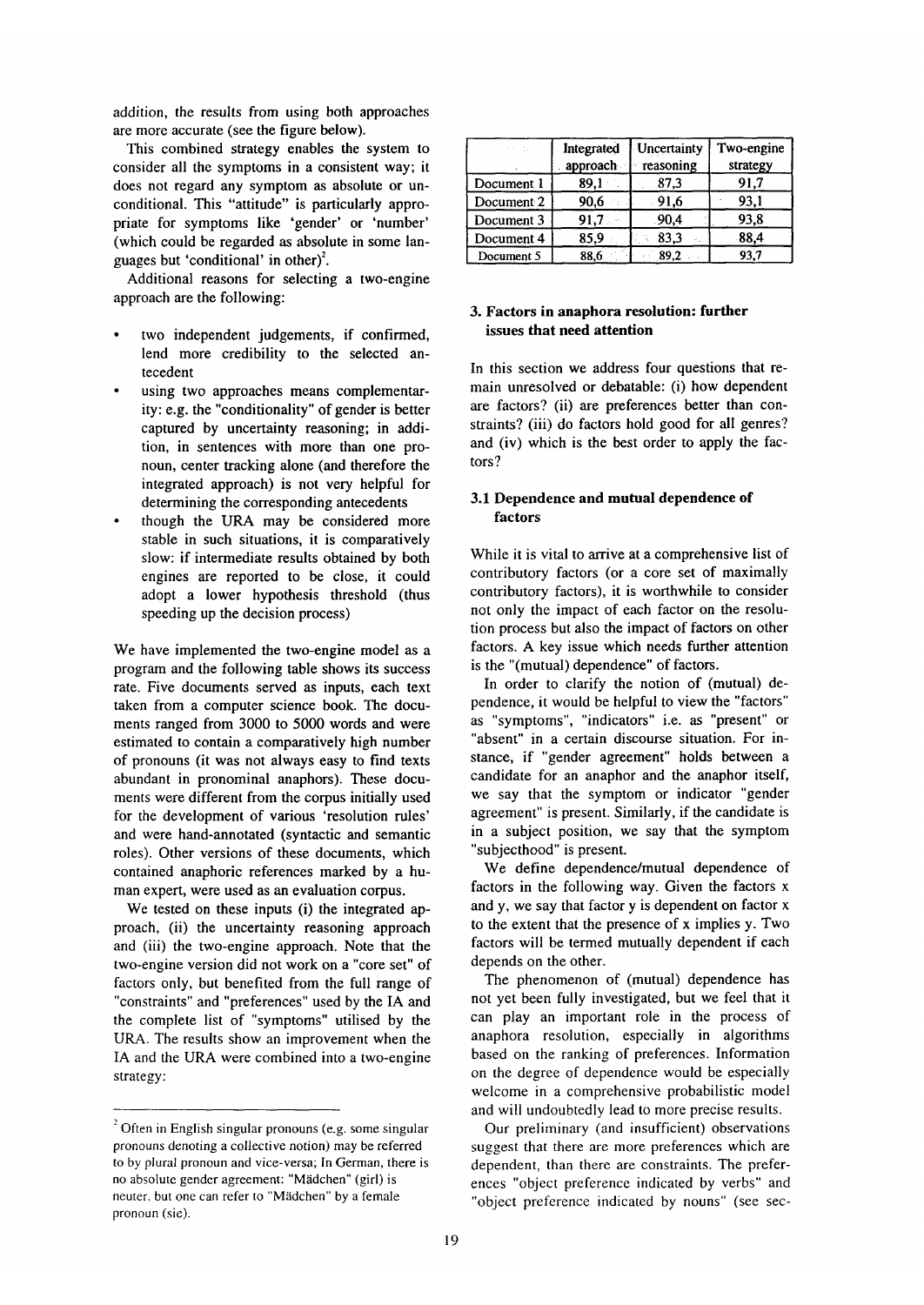addition, the results from using both approaches are more accurate (see the figure below).

This combined strategy enables the system to consider all the symptoms in a consistent way; it does not regard any symptom as absolute or unconditional. This "attitude" is particularly appropriate for symptoms like 'gender' or 'number' (which could be regarded as absolute in some languages but 'conditional' in other)[2].

Additional reasons for selecting a two-engine approach are the following:

- two independent judgements, if confirmed, lend more credibility to the selected antecedent
- using two approaches means complementarity: e.g. the "conditionality" of gender is better captured by uncertainty reasoning; in addition, in sentences with more than one pronoun, center tracking alone (and therefore the integrated approach) is not very helpful for determining the corresponding antecedents
- though the URA may be considered more stable in such situations, it is comparatively slow: if intermediate results obtained by both engines are reported to be close, it could adopt a lower hypothesis threshold (thus speeding up the decision process)

We have implemented the two-engine model as a program and the following table shows its success rate. Five documents served as inputs, each text taken from a computer science book. The documents ranged from 3000 to 5000 words and were estimated to contain a comparatively high number of pronouns (it was not always easy to find texts abundant in pronominal anaphors). These documents were different from the corpus initially used for the development of various 'resolution rules' and were hand-annotated (syntactic and semantic roles). Other versions of these documents, which contained anaphoric references marked by a human expert, were used as an evaluation corpus.

We tested on these inputs (i) the integrated approach, (ii) the uncertainty reasoning approach and (iii) the two-engine approach. Note that the two-engine version did not work on a "core set" of factors only, but benefited from the full range of "constraints" and "preferences" used by the IA and the complete list of "symptoms" utilised by the URA. The results show an improvement when the IA and the URA were combined into a two-engine strategy:

| | Integrated approach | Uncertainty reasoning | Two-engine strategy |
|---|---|---|---|
| Document 1 | 89,1 | 87,3 | 91,7 |
| Document 2 | 90,6 | 91,6 | 93,1 |
| Document 3 | 91,7 | 90,4 | 93,8 |
| Document 4 | 85,9 | 83,3 | 88,4 |
| Document 5 | 88,6 | 89,2 | 93,7 |

### 3. Factors in anaphora resolution: further issues that need attention

In this section we address four questions that remain unresolved or debatable: (i) how dependent are factors? (ii) are preferences better than constraints? (iii) do factors hold good for all genres? and (iv) which is the best order to apply the factors?

#### 3.1 Dependence and mutual dependence of factors

While it is vital to arrive at a comprehensive list of contributory factors (or a core set of maximally contributory factors), it is worthwhile to consider not only the impact of each factor on the resolution process but also the impact of factors on other factors. A key issue which needs further attention is the "(mutual) dependence" of factors.

In order to clarify the notion of (mutual) dependence, it would be helpful to view the "factors" as "symptoms", "indicators" i.e. as "present" or "absent" in a certain discourse situation. For instance, if "gender agreement" holds between a candidate for an anaphor and the anaphor itself, we say that the symptom or indicator "gender agreement" is present. Similarly, if the candidate is in a subject position, we say that the symptom "subjecthood" is present.

We define dependence/mutual dependence of factors in the following way. Given the factors x and y, we say that factor y is dependent on factor x to the extent that the presence of x implies y. Two factors will be termed mutually dependent if each depends on the other.

The phenomenon of (mutual) dependence has not yet been fully investigated, but we feel that it can play an important role in the process of anaphora resolution, especially in algorithms based on the ranking of preferences. Information on the degree of dependence would be especially welcome in a comprehensive probabilistic model and will undoubtedly lead to more precise results.

Our preliminary (and insufficient) observations suggest that there are more preferences which are dependent, than there are constraints. The preferences "object preference indicated by verbs" and "object preference indicated by nouns" (see sec-

[2] Often in English singular pronouns (e.g. some singular pronouns denoting a collective notion) may be referred to by plural pronoun and vice-versa; In German, there is no absolute gender agreement: "Mädchen" (girl) is neuter, but one can refer to "Mädchen" by a female pronoun (sie).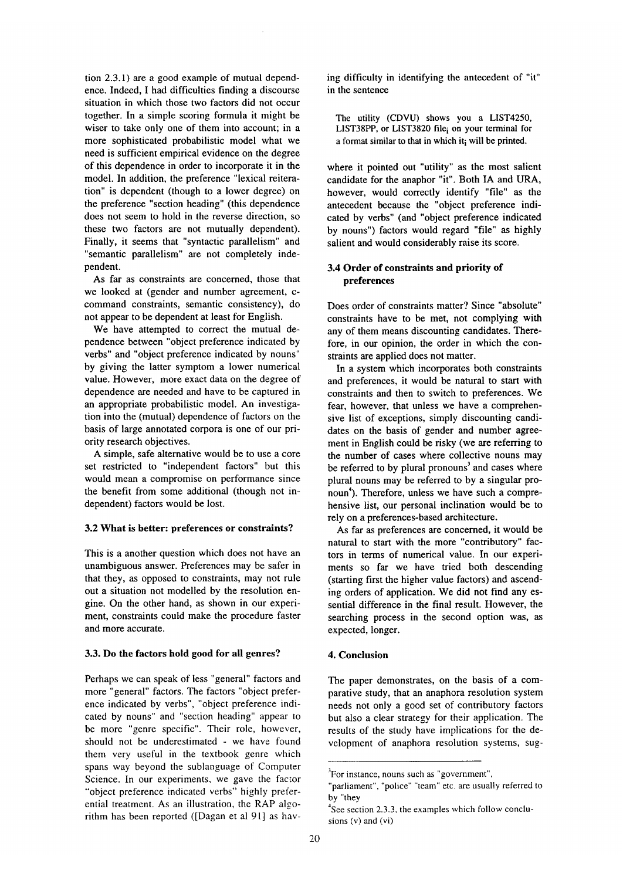tion 2.3.1) are a good example of mutual dependence. Indeed, I had difficulties finding a discourse situation in which those two factors did not occur together. In a simple scoring formula it might be wiser to take only one of them into account; in a more sophisticated probabilistic model what we need is sufficient empirical evidence on the degree of this dependence in order to incorporate it in the model. In addition, the preference "lexical reiteration" is dependent (though to a lower degree) on the preference "section heading" (this dependence does not seem to hold in the reverse direction, so these two factors are not mutually dependent). Finally, it seems that "syntactic parallelism" and "semantic parallelism" are not completely independent.

As far as constraints are concerned, those that we looked at (gender and number agreement, c-command constraints, semantic consistency), do not appear to be dependent at least for English.

We have attempted to correct the mutual dependence between "object preference indicated by verbs" and "object preference indicated by nouns" by giving the latter symptom a lower numerical value. However, more exact data on the degree of dependence are needed and have to be captured in an appropriate probabilistic model. An investigation into the (mutual) dependence of factors on the basis of large annotated corpora is one of our priority research objectives.

A simple, safe alternative would be to use a core set restricted to "independent factors" but this would mean a compromise on performance since the benefit from some additional (though not independent) factors would be lost.

### 3.2 What is better: preferences or constraints?

This is a another question which does not have an unambiguous answer. Preferences may be safer in that they, as opposed to constraints, may not rule out a situation not modelled by the resolution engine. On the other hand, as shown in our experiment, constraints could make the procedure faster and more accurate.

### 3.3. Do the factors hold good for all genres?

Perhaps we can speak of less "general" factors and more "general" factors. The factors "object preference indicated by verbs", "object preference indicated by nouns" and "section heading" appear to be more "genre specific". Their role, however, should not be underestimated - we have found them very useful in the textbook genre which spans way beyond the sublanguage of Computer Science. In our experiments, we gave the factor "object preference indicated verbs" highly preferential treatment. As an illustration, the RAP algorithm has been reported ([Dagan et al 91] as having difficulty in identifying the antecedent of "it" in the sentence

> The utility (CDVU) shows you a LIST4250, LIST38PP, or LIST3820 file$_i$ on your terminal for a format similar to that in which it$_i$ will be printed.

where it pointed out "utility" as the most salient candidate for the anaphor "it". Both IA and URA, however, would correctly identify "file" as the antecedent because the "object preference indicated by verbs" (and "object preference indicated by nouns") factors would regard "file" as highly salient and would considerably raise its score.

### 3.4 Order of constraints and priority of preferences

Does order of constraints matter? Since "absolute" constraints have to be met, not complying with any of them means discounting candidates. Therefore, in our opinion, the order in which the constraints are applied does not matter.

In a system which incorporates both constraints and preferences, it would be natural to start with constraints and then to switch to preferences. We fear, however, that unless we have a comprehensive list of exceptions, simply discounting candidates on the basis of gender and number agreement in English could be risky (we are referring to the number of cases where collective nouns may be referred to by plural pronouns[3] and cases where plural nouns may be referred to by a singular pronoun[4]). Therefore, unless we have such a comprehensive list, our personal inclination would be to rely on a preferences-based architecture.

As far as preferences are concerned, it would be natural to start with the more "contributory" factors in terms of numerical value. In our experiments so far we have tried both descending (starting first the higher value factors) and ascending orders of application. We did not find any essential difference in the final result. However, the searching process in the second option was, as expected, longer.

## 4. Conclusion

The paper demonstrates, on the basis of a comparative study, that an anaphora resolution system needs not only a good set of contributory factors but also a clear strategy for their application. The results of the study have implications for the development of anaphora resolution systems, sug-

---

[3] For instance, nouns such as "government", "parliament", "police" "team" etc. are usually referred to by "they

[4] See section 2.3.3, the examples which follow conclusions (v) and (vi)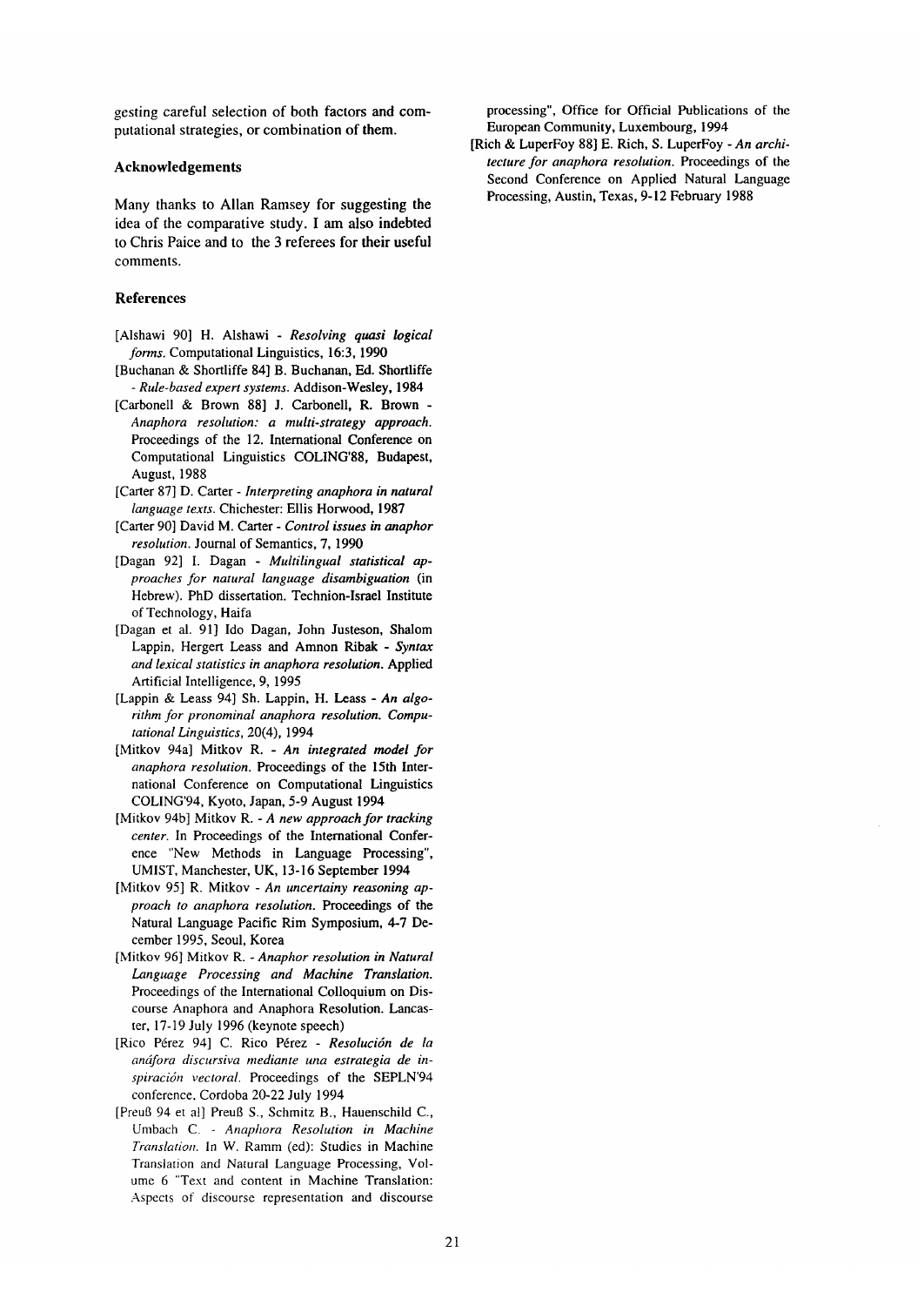gesting careful selection of both factors and computational strategies, or combination of them.

### Acknowledgements

Many thanks to Allan Ramsey for suggesting the idea of the comparative study. I am also indebted to Chris Paice and to the 3 referees for their useful comments.

### References

[Alshawi 90] H. Alshawi - *Resolving quasi logical forms.* Computational Linguistics, 16:3, 1990

[Buchanan & Shortliffe 84] B. Buchanan, Ed. Shortliffe - *Rule-based expert systems.* Addison-Wesley, 1984

[Carbonell & Brown 88] J. Carbonell, R. Brown - *Anaphora resolution: a multi-strategy approach.* Proceedings of the 12. International Conference on Computational Linguistics COLING'88, Budapest, August, 1988

[Carter 87] D. Carter - *Interpreting anaphora in natural language texts.* Chichester: Ellis Horwood, 1987

[Carter 90] David M. Carter - *Control issues in anaphor resolution.* Journal of Semantics, 7, 1990

[Dagan 92] I. Dagan - *Multilingual statistical approaches for natural language disambiguation* (in Hebrew). PhD dissertation. Technion-Israel Institute of Technology, Haifa

[Dagan et al. 91] Ido Dagan, John Justeson, Shalom Lappin, Hergert Leass and Amnon Ribak - *Syntax and lexical statistics in anaphora resolution.* Applied Artificial Intelligence, 9, 1995

[Lappin & Leass 94] Sh. Lappin, H. Leass - *An algorithm for pronominal anaphora resolution. Computational Linguistics*, 20(4), 1994

[Mitkov 94a] Mitkov R. - *An integrated model for anaphora resolution.* Proceedings of the 15th International Conference on Computational Linguistics COLING'94, Kyoto, Japan, 5-9 August 1994

[Mitkov 94b] Mitkov R. - *A new approach for tracking center.* In Proceedings of the International Conference "New Methods in Language Processing", UMIST, Manchester, UK, 13-16 September 1994

[Mitkov 95] R. Mitkov - *An uncertainy reasoning approach to anaphora resolution.* Proceedings of the Natural Language Pacific Rim Symposium, 4-7 December 1995, Seoul, Korea

[Mitkov 96] Mitkov R. - *Anaphor resolution in Natural Language Processing and Machine Translation.* Proceedings of the International Colloquium on Discourse Anaphora and Anaphora Resolution. Lancaster, 17-19 July 1996 (keynote speech)

[Rico Pérez 94] C. Rico Pérez - *Resolución de la anáfora discursiva mediante una estrategia de inspiración vectoral.* Proceedings of the SEPLN'94 conference, Cordoba 20-22 July 1994

[Preuß 94 et al] Preuß S., Schmitz B., Hauenschild C., Umbach C. - *Anaphora Resolution in Machine Translation.* In W. Ramm (ed): Studies in Machine Translation and Natural Language Processing, Volume 6 "Text and content in Machine Translation: Aspects of discourse representation and discourse processing", Office for Official Publications of the European Community, Luxembourg, 1994

[Rich & LuperFoy 88] E. Rich, S. LuperFoy - *An architecture for anaphora resolution.* Proceedings of the Second Conference on Applied Natural Language Processing, Austin, Texas, 9-12 February 1988